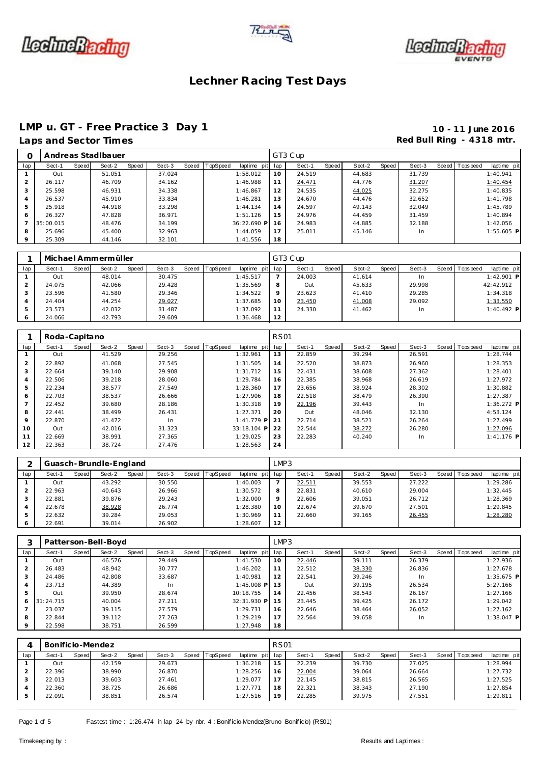# Lechner Racing Test Days

## LMP u. GT - Free Practice 3 Day 1

**Laps and Sector Times**

**10 - 11 June 2016**
**Red Bull Ring - 4318 mtr.**

| 0 | Andreas Stadlbauer | | | | | | | | GT3 Cup | | | | | | | | |
|---|---|---|---|---|---|---|---|---|---|---|---|---|---|---|---|---|---|
| lap | Sect-1 | Speed | Sect-2 | Speed | Sect-3 | Speed | TopSpeed | laptime pit | lap | Sect-1 | Speed | Sect-2 | Speed | Sect-3 | Speed | Topspeed | laptime pit |
| 1 | Out | | 51.051 | | 37.024 | | | 1:58.012 | 10 | 24.519 | | 44.683 | | 31.739 | | | 1:40.941 |
| 2 | 26.117 | | 46.709 | | 34.162 | | | 1:46.988 | 11 | 24.471 | | 44.776 | | 31.207 | | | 1:40.454 |
| 3 | 25.598 | | 46.931 | | 34.338 | | | 1:46.867 | 12 | 24.535 | | 44.025 | | 32.275 | | | 1:40.835 |
| 4 | 26.537 | | 45.910 | | 33.834 | | | 1:46.281 | 13 | 24.670 | | 44.476 | | 32.652 | | | 1:41.798 |
| 5 | 25.918 | | 44.918 | | 33.298 | | | 1:44.134 | 14 | 24.597 | | 49.143 | | 32.049 | | | 1:45.789 |
| 6 | 26.327 | | 47.828 | | 36.971 | | | 1:51.126 | 15 | 24.976 | | 44.459 | | 31.459 | | | 1:40.894 |
| 7 | 35:00.015 | | 48.476 | | 34.199 | | | 36:22.690 P | 16 | 24.983 | | 44.885 | | 32.188 | | | 1:42.056 |
| 8 | 25.696 | | 45.400 | | 32.963 | | | 1:44.059 | 17 | 25.011 | | 45.146 | | In | | | 1:55.605 P |
| 9 | 25.309 | | 44.146 | | 32.101 | | | 1:41.556 | 18 | | | | | | | | |

| 1 | Michael Ammermüller | | | | | | | | GT3 Cup | | | | | | | | |
|---|---|---|---|---|---|---|---|---|---|---|---|---|---|---|---|---|---|
| lap | Sect-1 | Speed | Sect-2 | Speed | Sect-3 | Speed | TopSpeed | laptime pit | lap | Sect-1 | Speed | Sect-2 | Speed | Sect-3 | Speed | Topspeed | laptime pit |
| 1 | Out | | 48.014 | | 30.475 | | | 1:45.517 | 7 | 24.003 | | 41.614 | | In | | | 1:42.901 P |
| 2 | 24.075 | | 42.066 | | 29.428 | | | 1:35.569 | 8 | Out | | 45.633 | | 29.998 | | | 42:42.912 |
| 3 | 23.596 | | 41.580 | | 29.346 | | | 1:34.522 | 9 | 23.623 | | 41.410 | | 29.285 | | | 1:34.318 |
| 4 | 24.404 | | 44.254 | | 29.027 | | | 1:37.685 | 10 | 23.450 | | 41.008 | | 29.092 | | | 1:33.550 |
| 5 | 23.573 | | 42.032 | | 31.487 | | | 1:37.092 | 11 | 24.330 | | 41.462 | | In | | | 1:40.492 P |
| 6 | 24.066 | | 42.793 | | 29.609 | | | 1:36.468 | 12 | | | | | | | | |

| 1 | Roda-Capitano | | | | | | | | RS01 | | | | | | | | |
|---|---|---|---|---|---|---|---|---|---|---|---|---|---|---|---|---|---|
| lap | Sect-1 | Speed | Sect-2 | Speed | Sect-3 | Speed | TopSpeed | laptime pit | lap | Sect-1 | Speed | Sect-2 | Speed | Sect-3 | Speed | Topspeed | laptime pit |
| 1 | Out | | 41.529 | | 29.256 | | | 1:32.961 | 13 | 22.859 | | 39.294 | | 26.591 | | | 1:28.744 |
| 2 | 22.892 | | 41.068 | | 27.545 | | | 1:31.505 | 14 | 22.520 | | 38.873 | | 26.960 | | | 1:28.353 |
| 3 | 22.664 | | 39.140 | | 29.908 | | | 1:31.712 | 15 | 22.431 | | 38.608 | | 27.362 | | | 1:28.401 |
| 4 | 22.506 | | 39.218 | | 28.060 | | | 1:29.784 | 16 | 22.385 | | 38.968 | | 26.619 | | | 1:27.972 |
| 5 | 22.234 | | 38.577 | | 27.549 | | | 1:28.360 | 17 | 23.656 | | 38.924 | | 28.302 | | | 1:30.882 |
| 6 | 22.703 | | 38.537 | | 26.666 | | | 1:27.906 | 18 | 22.518 | | 38.479 | | 26.390 | | | 1:27.387 |
| 7 | 22.452 | | 39.680 | | 28.186 | | | 1:30.318 | 19 | 22.196 | | 39.443 | | In | | | 1:36.272 P |
| 8 | 22.441 | | 38.499 | | 26.431 | | | 1:27.371 | 20 | Out | | 48.046 | | 32.130 | | | 4:53.124 |
| 9 | 22.870 | | 41.472 | | In | | | 1:41.779 P | 21 | 22.714 | | 38.521 | | 26.264 | | | 1:27.499 |
| 10 | Out | | 42.016 | | 31.323 | | | 33:18.104 P | 22 | 22.544 | | 38.272 | | 26.280 | | | 1:27.096 |
| 11 | 22.669 | | 38.991 | | 27.365 | | | 1:29.025 | 23 | 22.283 | | 40.240 | | In | | | 1:41.176 P |
| 12 | 22.363 | | 38.724 | | 27.476 | | | 1:28.563 | 24 | | | | | | | | |

| 2 | Guasch-Brundle-England | | | | | | | | LMP3 | | | | | | | | |
|---|---|---|---|---|---|---|---|---|---|---|---|---|---|---|---|---|---|
| lap | Sect-1 | Speed | Sect-2 | Speed | Sect-3 | Speed | TopSpeed | laptime pit | lap | Sect-1 | Speed | Sect-2 | Speed | Sect-3 | Speed | Topspeed | laptime pit |
| 1 | Out | | 43.292 | | 30.550 | | | 1:40.003 | 7 | 22.511 | | 39.553 | | 27.222 | | | 1:29.286 |
| 2 | 22.963 | | 40.643 | | 26.966 | | | 1:30.572 | 8 | 22.831 | | 40.610 | | 29.004 | | | 1:32.445 |
| 3 | 22.881 | | 39.876 | | 29.243 | | | 1:32.000 | 9 | 22.606 | | 39.051 | | 26.712 | | | 1:28.369 |
| 4 | 22.678 | | 38.928 | | 26.774 | | | 1:28.380 | 10 | 22.674 | | 39.670 | | 27.501 | | | 1:29.845 |
| 5 | 22.632 | | 39.284 | | 29.053 | | | 1:30.969 | 11 | 22.660 | | 39.165 | | 26.455 | | | 1:28.280 |
| 6 | 22.691 | | 39.014 | | 26.902 | | | 1:28.607 | 12 | | | | | | | | |

| 3 | Patterson-Bell-Boyd | | | | | | | | LMP3 | | | | | | | | |
|---|---|---|---|---|---|---|---|---|---|---|---|---|---|---|---|---|---|
| lap | Sect-1 | Speed | Sect-2 | Speed | Sect-3 | Speed | TopSpeed | laptime pit | lap | Sect-1 | Speed | Sect-2 | Speed | Sect-3 | Speed | Topspeed | laptime pit |
| 1 | Out | | 46.576 | | 29.449 | | | 1:41.530 | 10 | 22.446 | | 39.111 | | 26.379 | | | 1:27.936 |
| 2 | 26.483 | | 48.942 | | 30.777 | | | 1:46.202 | 11 | 22.512 | | 38.330 | | 26.836 | | | 1:27.678 |
| 3 | 24.486 | | 42.808 | | 33.687 | | | 1:40.981 | 12 | 22.541 | | 39.246 | | In | | | 1:35.675 P |
| 4 | 23.713 | | 44.389 | | In | | | 1:45.008 P | 13 | Out | | 39.195 | | 26.534 | | | 5:27.166 |
| 5 | Out | | 39.950 | | 28.674 | | | 10:18.755 | 14 | 22.456 | | 38.543 | | 26.167 | | | 1:27.166 |
| 6 | 31:24.715 | | 40.004 | | 27.211 | | | 32:31.930 P | 15 | 23.445 | | 39.425 | | 26.172 | | | 1:29.042 |
| 7 | 23.037 | | 39.115 | | 27.579 | | | 1:29.731 | 16 | 22.646 | | 38.464 | | 26.052 | | | 1:27.162 |
| 8 | 22.844 | | 39.112 | | 27.263 | | | 1:29.219 | 17 | 22.564 | | 39.658 | | In | | | 1:38.047 P |
| 9 | 22.598 | | 38.751 | | 26.599 | | | 1:27.948 | 18 | | | | | | | | |

| 4 | Bonificio-Mendez | | | | | | | | RS01 | | | | | | | | |
|---|---|---|---|---|---|---|---|---|---|---|---|---|---|---|---|---|---|
| lap | Sect-1 | Speed | Sect-2 | Speed | Sect-3 | Speed | TopSpeed | laptime pit | lap | Sect-1 | Speed | Sect-2 | Speed | Sect-3 | Speed | Topspeed | laptime pit |
| 1 | Out | | 42.159 | | 29.673 | | | 1:36.218 | 15 | 22.239 | | 39.730 | | 27.025 | | | 1:28.994 |
| 2 | 22.396 | | 38.990 | | 26.870 | | | 1:28.256 | 16 | 22.004 | | 39.064 | | 26.664 | | | 1:27.732 |
| 3 | 22.013 | | 39.603 | | 27.461 | | | 1:29.077 | 17 | 22.145 | | 38.815 | | 26.565 | | | 1:27.525 |
| 4 | 22.360 | | 38.725 | | 26.686 | | | 1:27.771 | 18 | 22.321 | | 38.343 | | 27.190 | | | 1:27.854 |
| 5 | 22.091 | | 38.851 | | 26.574 | | | 1:27.516 | 19 | 22.285 | | 39.975 | | 27.551 | | | 1:29.811 |

Fastest time : 1:26.474 in lap 24 by nbr. 4 : Bonificio-Mendez(Bruno Bonificio) (RS01)

Timekeeping by : Results and Laptimes :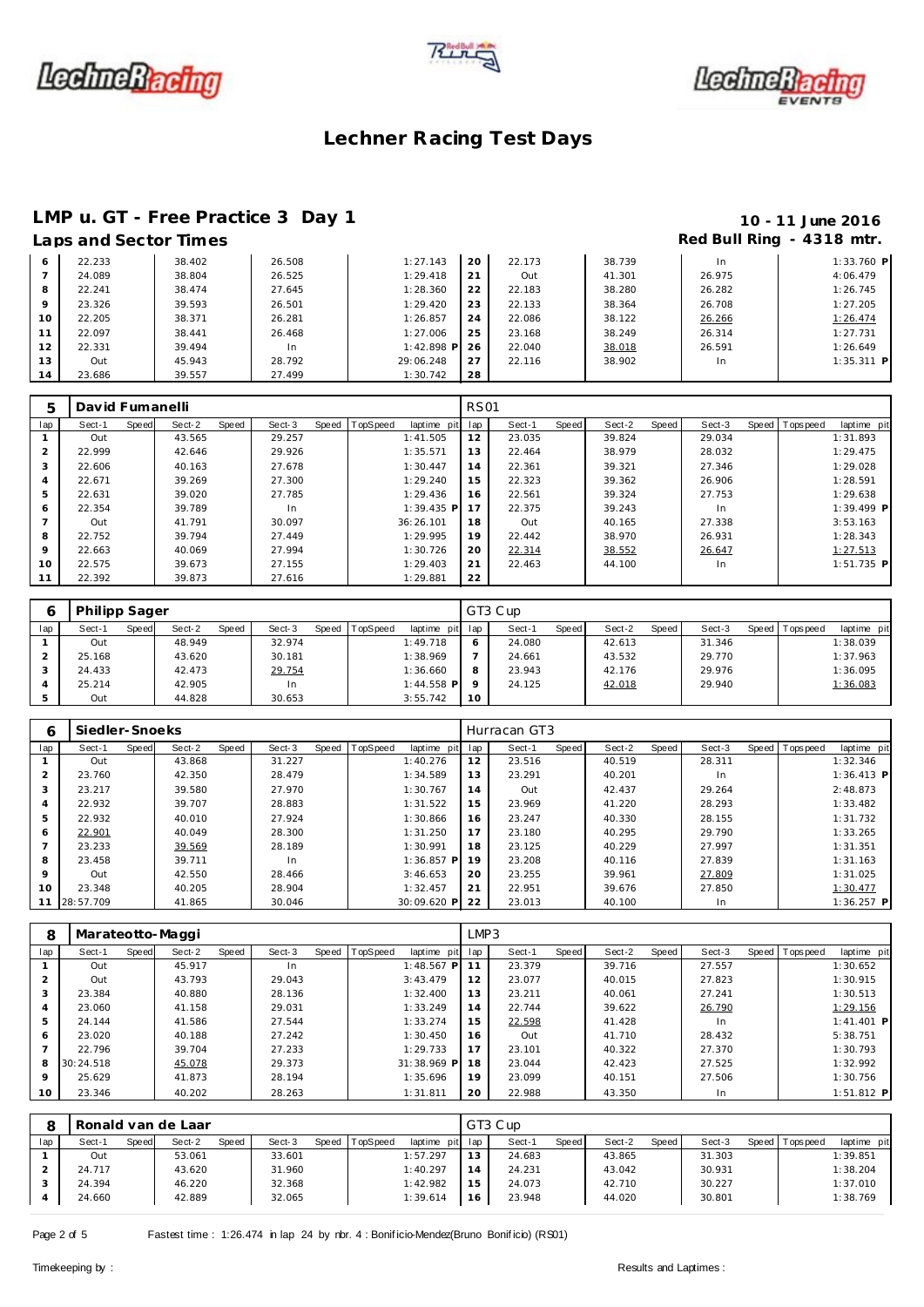# Lechner Racing Test Days

## LMP u. GT - Free Practice 3 Day 1

**10 - 11 June 2016**

### Laps and Sector Times

**Red Bull Ring - 4318 mtr.**

| lap | Sect-1 | Speed | Sect-2 | Speed | Sect-3 | Speed | TopSpeed | laptime pit | lap | Sect-1 | Speed | Sect-2 | Speed | Sect-3 | Speed | Topspeed | laptime pit |
|---|---|---|---|---|---|---|---|---|---|---|---|---|---|---|---|---|---|
| 6 | 22.233 | | 38.402 | | 26.508 | | | 1:27.143 | 20 | 22.173 | | 38.739 | | In | | | 1:33.760 P |
| 7 | 24.089 | | 38.804 | | 26.525 | | | 1:29.418 | 21 | Out | | 41.301 | | 26.975 | | | 4:06.479 |
| 8 | 22.241 | | 38.474 | | 27.645 | | | 1:28.360 | 22 | 22.183 | | 38.280 | | 26.282 | | | 1:26.745 |
| 9 | 23.326 | | 39.593 | | 26.501 | | | 1:29.420 | 23 | 22.133 | | 38.364 | | 26.708 | | | 1:27.205 |
| 10 | 22.205 | | 38.371 | | 26.281 | | | 1:26.857 | 24 | 22.086 | | 38.122 | | 26.266 | | | 1:26.474 |
| 11 | 22.097 | | 38.441 | | 26.468 | | | 1:27.006 | 25 | 23.168 | | 38.249 | | 26.314 | | | 1:27.731 |
| 12 | 22.331 | | 39.494 | | In | | | 1:42.898 P | 26 | 22.040 | | 38.018 | | 26.591 | | | 1:26.649 |
| 13 | Out | | 45.943 | | 28.792 | | | 29:06.248 | 27 | 22.116 | | 38.902 | | In | | | 1:35.311 P |
| 14 | 23.686 | | 39.557 | | 27.499 | | | 1:30.742 | 28 | | | | | | | | |

**5 — David Fumanelli — RS01**

| lap | Sect-1 | Speed | Sect-2 | Speed | Sect-3 | Speed | TopSpeed | laptime pit | lap | Sect-1 | Speed | Sect-2 | Speed | Sect-3 | Speed | Topspeed | laptime pit |
|---|---|---|---|---|---|---|---|---|---|---|---|---|---|---|---|---|---|
| 1 | Out | | 43.565 | | 29.257 | | | 1:41.505 | 12 | 23.035 | | 39.824 | | 29.034 | | | 1:31.893 |
| 2 | 22.999 | | 42.646 | | 29.926 | | | 1:35.571 | 13 | 22.464 | | 38.979 | | 28.032 | | | 1:29.475 |
| 3 | 22.606 | | 40.163 | | 27.678 | | | 1:30.447 | 14 | 22.361 | | 39.321 | | 27.346 | | | 1:29.028 |
| 4 | 22.671 | | 39.269 | | 27.300 | | | 1:29.240 | 15 | 22.323 | | 39.362 | | 26.906 | | | 1:28.591 |
| 5 | 22.631 | | 39.020 | | 27.785 | | | 1:29.436 | 16 | 22.561 | | 39.324 | | 27.753 | | | 1:29.638 |
| 6 | 22.354 | | 39.789 | | In | | | 1:39.435 P | 17 | 22.375 | | 39.243 | | In | | | 1:39.499 P |
| 7 | Out | | 41.791 | | 30.097 | | | 36:26.101 | 18 | Out | | 40.165 | | 27.338 | | | 3:53.163 |
| 8 | 22.752 | | 39.794 | | 27.449 | | | 1:29.995 | 19 | 22.442 | | 38.970 | | 26.931 | | | 1:28.343 |
| 9 | 22.663 | | 40.069 | | 27.994 | | | 1:30.726 | 20 | 22.314 | | 38.552 | | 26.647 | | | 1:27.513 |
| 10 | 22.575 | | 39.673 | | 27.155 | | | 1:29.403 | 21 | 22.463 | | 44.100 | | In | | | 1:51.735 P |
| 11 | 22.392 | | 39.873 | | 27.616 | | | 1:29.881 | 22 | | | | | | | | |

**6 — Philipp Sager — GT3 Cup**

| lap | Sect-1 | Speed | Sect-2 | Speed | Sect-3 | Speed | TopSpeed | laptime pit | lap | Sect-1 | Speed | Sect-2 | Speed | Sect-3 | Speed | Topspeed | laptime pit |
|---|---|---|---|---|---|---|---|---|---|---|---|---|---|---|---|---|---|
| 1 | Out | | 48.949 | | 32.974 | | | 1:49.718 | 6 | 24.080 | | 42.613 | | 31.346 | | | 1:38.039 |
| 2 | 25.168 | | 43.620 | | 30.181 | | | 1:38.969 | 7 | 24.661 | | 43.532 | | 29.770 | | | 1:37.963 |
| 3 | 24.433 | | 42.473 | | 29.754 | | | 1:36.660 | 8 | 23.943 | | 42.176 | | 29.976 | | | 1:36.095 |
| 4 | 25.214 | | 42.905 | | In | | | 1:44.558 P | 9 | 24.125 | | 42.018 | | 29.940 | | | 1:36.083 |
| 5 | Out | | 44.828 | | 30.653 | | | 3:55.742 | 10 | | | | | | | | |

**6 — Siedler-Snoeks — Hurracan GT3**

| lap | Sect-1 | Speed | Sect-2 | Speed | Sect-3 | Speed | TopSpeed | laptime pit | lap | Sect-1 | Speed | Sect-2 | Speed | Sect-3 | Speed | Topspeed | laptime pit |
|---|---|---|---|---|---|---|---|---|---|---|---|---|---|---|---|---|---|
| 1 | Out | | 43.868 | | 31.227 | | | 1:40.276 | 12 | 23.516 | | 40.519 | | 28.311 | | | 1:32.346 |
| 2 | 23.760 | | 42.350 | | 28.479 | | | 1:34.589 | 13 | 23.291 | | 40.201 | | In | | | 1:36.413 P |
| 3 | 23.217 | | 39.580 | | 27.970 | | | 1:30.767 | 14 | Out | | 42.437 | | 29.264 | | | 2:48.873 |
| 4 | 22.932 | | 39.707 | | 28.883 | | | 1:31.522 | 15 | 23.969 | | 41.220 | | 28.293 | | | 1:33.482 |
| 5 | 22.932 | | 40.010 | | 27.924 | | | 1:30.866 | 16 | 23.247 | | 40.330 | | 28.155 | | | 1:31.732 |
| 6 | 22.901 | | 40.049 | | 28.300 | | | 1:31.250 | 17 | 23.180 | | 40.295 | | 29.790 | | | 1:33.265 |
| 7 | 23.233 | | 39.569 | | 28.189 | | | 1:30.991 | 18 | 23.125 | | 40.229 | | 27.997 | | | 1:31.351 |
| 8 | 23.458 | | 39.711 | | In | | | 1:36.857 P | 19 | 23.208 | | 40.116 | | 27.839 | | | 1:31.163 |
| 9 | Out | | 42.550 | | 28.466 | | | 3:46.653 | 20 | 23.255 | | 39.961 | | 27.809 | | | 1:31.025 |
| 10 | 23.348 | | 40.205 | | 28.904 | | | 1:32.457 | 21 | 22.951 | | 39.676 | | 27.850 | | | 1:30.477 |
| 11 | 28:57.709 | | 41.865 | | 30.046 | | | 30:09.620 P | 22 | 23.013 | | 40.100 | | In | | | 1:36.257 P |

**8 — Marateotto-Maggi — LMP3**

| lap | Sect-1 | Speed | Sect-2 | Speed | Sect-3 | Speed | TopSpeed | laptime pit | lap | Sect-1 | Speed | Sect-2 | Speed | Sect-3 | Speed | Topspeed | laptime pit |
|---|---|---|---|---|---|---|---|---|---|---|---|---|---|---|---|---|---|
| 1 | Out | | 45.917 | | In | | | 1:48.567 P | 11 | 23.379 | | 39.716 | | 27.557 | | | 1:30.652 |
| 2 | Out | | 43.793 | | 29.043 | | | 3:43.479 | 12 | 23.077 | | 40.015 | | 27.823 | | | 1:30.915 |
| 3 | 23.384 | | 40.880 | | 28.136 | | | 1:32.400 | 13 | 23.211 | | 40.061 | | 27.241 | | | 1:30.513 |
| 4 | 23.060 | | 41.158 | | 29.031 | | | 1:33.249 | 14 | 22.744 | | 39.622 | | 26.790 | | | 1:29.156 |
| 5 | 24.144 | | 41.586 | | 27.544 | | | 1:33.274 | 15 | 22.598 | | 41.428 | | In | | | 1:41.401 P |
| 6 | 23.020 | | 40.188 | | 27.242 | | | 1:30.450 | 16 | Out | | 41.710 | | 28.432 | | | 5:38.751 |
| 7 | 22.796 | | 39.704 | | 27.233 | | | 1:29.733 | 17 | 23.101 | | 40.322 | | 27.370 | | | 1:30.793 |
| 8 | 30:24.518 | | 45.078 | | 29.373 | | | 31:38.969 P | 18 | 23.044 | | 42.423 | | 27.525 | | | 1:32.992 |
| 9 | 25.629 | | 41.873 | | 28.194 | | | 1:35.696 | 19 | 23.099 | | 40.151 | | 27.506 | | | 1:30.756 |
| 10 | 23.346 | | 40.202 | | 28.263 | | | 1:31.811 | 20 | 22.988 | | 43.350 | | In | | | 1:51.812 P |

**8 — Ronald van de Laar — GT3 Cup**

| lap | Sect-1 | Speed | Sect-2 | Speed | Sect-3 | Speed | TopSpeed | laptime pit | lap | Sect-1 | Speed | Sect-2 | Speed | Sect-3 | Speed | Topspeed | laptime pit |
|---|---|---|---|---|---|---|---|---|---|---|---|---|---|---|---|---|---|
| 1 | Out | | 53.061 | | 33.601 | | | 1:57.297 | 13 | 24.683 | | 43.865 | | 31.303 | | | 1:39.851 |
| 2 | 24.717 | | 43.620 | | 31.960 | | | 1:40.297 | 14 | 24.231 | | 43.042 | | 30.931 | | | 1:38.204 |
| 3 | 24.394 | | 46.220 | | 32.368 | | | 1:42.982 | 15 | 24.073 | | 42.710 | | 30.227 | | | 1:37.010 |
| 4 | 24.660 | | 42.889 | | 32.065 | | | 1:39.614 | 16 | 23.948 | | 44.020 | | 30.801 | | | 1:38.769 |

Fastest time : 1:26.474 in lap 24 by nbr. 4 : Bonificio-Mendez(Bruno Bonificio) (RS01)

Timekeeping by : Results and Laptimes :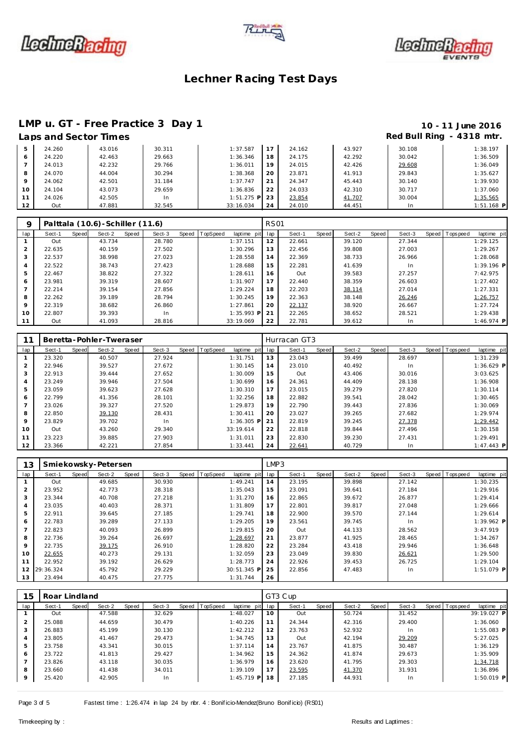# Lechner Racing Test Days

## LMP u. GT - Free Practice 3 Day 1

10 - 11 June 2016

### Laps and Sector Times

Red Bull Ring - 4318 mtr.

| lap | Sect-1 | Speed | Sect-2 | Speed | Sect-3 | Speed | TopSpeed | laptime pit | lap | Sect-1 | Speed | Sect-2 | Speed | Sect-3 | Speed | Topspeed | laptime pit |
|---|---|---|---|---|---|---|---|---|---|---|---|---|---|---|---|---|---|
| 5 | 24.260 | | 43.016 | | 30.311 | | | 1:37.587 | 17 | 24.162 | | 43.927 | | 30.108 | | | 1:38.197 |
| 6 | 24.220 | | 42.463 | | 29.663 | | | 1:36.346 | 18 | 24.175 | | 42.292 | | 30.042 | | | 1:36.509 |
| 7 | 24.013 | | 42.232 | | 29.766 | | | 1:36.011 | 19 | 24.015 | | 42.426 | | 29.608 | | | 1:36.049 |
| 8 | 24.070 | | 44.004 | | 30.294 | | | 1:38.368 | 20 | 23.871 | | 41.913 | | 29.843 | | | 1:35.627 |
| 9 | 24.062 | | 42.501 | | 31.184 | | | 1:37.747 | 21 | 24.347 | | 45.443 | | 30.140 | | | 1:39.930 |
| 10 | 24.104 | | 43.073 | | 29.659 | | | 1:36.836 | 22 | 24.033 | | 42.310 | | 30.717 | | | 1:37.060 |
| 11 | 24.026 | | 42.505 | | In | | | 1:51.275 P | 23 | 23.854 | | 41.707 | | 30.004 | | | 1:35.565 |
| 12 | Out | | 47.881 | | 32.545 | | | 33:16.034 | 24 | 24.010 | | 44.451 | | In | | | 1:51.168 P |

| 9 | Palttala (10.6)-Schiller (11.6) | | | | | | | | RS01 | | | | | | | | |
|---|---|---|---|---|---|---|---|---|---|---|---|---|---|---|---|---|---|
| lap | Sect-1 | Speed | Sect-2 | Speed | Sect-3 | Speed | TopSpeed | laptime pit | lap | Sect-1 | Speed | Sect-2 | Speed | Sect-3 | Speed | Topspeed | laptime pit |
| 1 | Out | | 43.734 | | 28.780 | | | 1:37.151 | 12 | 22.661 | | 39.120 | | 27.344 | | | 1:29.125 |
| 2 | 22.635 | | 40.159 | | 27.502 | | | 1:30.296 | 13 | 22.456 | | 39.808 | | 27.003 | | | 1:29.267 |
| 3 | 22.537 | | 38.998 | | 27.023 | | | 1:28.558 | 14 | 22.369 | | 38.733 | | 26.966 | | | 1:28.068 |
| 4 | 22.522 | | 38.743 | | 27.423 | | | 1:28.688 | 15 | 22.281 | | 41.639 | | In | | | 1:39.196 P |
| 5 | 22.467 | | 38.822 | | 27.322 | | | 1:28.611 | 16 | Out | | 39.583 | | 27.257 | | | 7:42.975 |
| 6 | 23.981 | | 39.319 | | 28.607 | | | 1:31.907 | 17 | 22.440 | | 38.359 | | 26.603 | | | 1:27.402 |
| 7 | 22.214 | | 39.154 | | 27.856 | | | 1:29.224 | 18 | 22.203 | | 38.114 | | 27.014 | | | 1:27.331 |
| 8 | 22.262 | | 39.189 | | 28.794 | | | 1:30.245 | 19 | 22.363 | | 38.148 | | 26.246 | | | 1:26.757 |
| 9 | 22.319 | | 38.682 | | 26.860 | | | 1:27.861 | 20 | 22.137 | | 38.920 | | 26.667 | | | 1:27.724 |
| 10 | 22.807 | | 39.393 | | In | | | 1:35.993 P | 21 | 22.265 | | 38.652 | | 28.521 | | | 1:29.438 |
| 11 | Out | | 41.093 | | 28.816 | | | 33:19.069 | 22 | 22.781 | | 39.612 | | In | | | 1:46.974 P |

| 11 | Beretta-Pohler-Tweraser | | | | | | | | Hurracan GT3 | | | | | | | | |
|---|---|---|---|---|---|---|---|---|---|---|---|---|---|---|---|---|---|
| lap | Sect-1 | Speed | Sect-2 | Speed | Sect-3 | Speed | TopSpeed | laptime pit | lap | Sect-1 | Speed | Sect-2 | Speed | Sect-3 | Speed | Topspeed | laptime pit |
| 1 | 23.320 | | 40.507 | | 27.924 | | | 1:31.751 | 13 | 23.043 | | 39.499 | | 28.697 | | | 1:31.239 |
| 2 | 22.946 | | 39.527 | | 27.672 | | | 1:30.145 | 14 | 23.010 | | 40.492 | | In | | | 1:36.629 P |
| 3 | 22.913 | | 39.444 | | 27.652 | | | 1:30.009 | 15 | Out | | 43.406 | | 30.016 | | | 3:03.625 |
| 4 | 23.249 | | 39.946 | | 27.504 | | | 1:30.699 | 16 | 24.361 | | 44.409 | | 28.138 | | | 1:36.908 |
| 5 | 23.059 | | 39.623 | | 27.628 | | | 1:30.310 | 17 | 23.015 | | 39.279 | | 27.820 | | | 1:30.114 |
| 6 | 22.799 | | 41.356 | | 28.101 | | | 1:32.256 | 18 | 22.882 | | 39.541 | | 28.042 | | | 1:30.465 |
| 7 | 23.026 | | 39.327 | | 27.520 | | | 1:29.873 | 19 | 22.790 | | 39.443 | | 27.836 | | | 1:30.069 |
| 8 | 22.850 | | 39.130 | | 28.431 | | | 1:30.411 | 20 | 23.027 | | 39.265 | | 27.682 | | | 1:29.974 |
| 9 | 23.829 | | 39.702 | | In | | | 1:36.305 P | 21 | 22.819 | | 39.245 | | 27.378 | | | 1:29.442 |
| 10 | Out | | 43.260 | | 29.340 | | | 33:19.614 | 22 | 22.818 | | 39.844 | | 27.496 | | | 1:30.158 |
| 11 | 23.223 | | 39.885 | | 27.903 | | | 1:31.011 | 23 | 22.830 | | 39.230 | | 27.431 | | | 1:29.491 |
| 12 | 23.366 | | 42.221 | | 27.854 | | | 1:33.441 | 24 | 22.641 | | 40.729 | | In | | | 1:47.443 P |

| 13 | Smiekowsky-Petersen | | | | | | | | LMP3 | | | | | | | | |
|---|---|---|---|---|---|---|---|---|---|---|---|---|---|---|---|---|---|
| lap | Sect-1 | Speed | Sect-2 | Speed | Sect-3 | Speed | TopSpeed | laptime pit | lap | Sect-1 | Speed | Sect-2 | Speed | Sect-3 | Speed | Topspeed | laptime pit |
| 1 | Out | | 49.685 | | 30.930 | | | 1:49.241 | 14 | 23.195 | | 39.898 | | 27.142 | | | 1:30.235 |
| 2 | 23.952 | | 42.773 | | 28.318 | | | 1:35.043 | 15 | 23.091 | | 39.641 | | 27.184 | | | 1:29.916 |
| 3 | 23.344 | | 40.708 | | 27.218 | | | 1:31.270 | 16 | 22.865 | | 39.672 | | 26.877 | | | 1:29.414 |
| 4 | 23.035 | | 40.403 | | 28.371 | | | 1:31.809 | 17 | 22.801 | | 39.817 | | 27.048 | | | 1:29.666 |
| 5 | 22.911 | | 39.645 | | 27.185 | | | 1:29.741 | 18 | 22.900 | | 39.570 | | 27.144 | | | 1:29.614 |
| 6 | 22.783 | | 39.289 | | 27.133 | | | 1:29.205 | 19 | 23.561 | | 39.745 | | In | | | 1:39.962 P |
| 7 | 22.823 | | 40.093 | | 26.899 | | | 1:29.815 | 20 | Out | | 44.133 | | 28.562 | | | 3:47.919 |
| 8 | 22.736 | | 39.264 | | 26.697 | | | 1:28.697 | 21 | 23.877 | | 41.925 | | 28.465 | | | 1:34.267 |
| 9 | 22.735 | | 39.175 | | 26.910 | | | 1:28.820 | 22 | 23.284 | | 43.418 | | 29.946 | | | 1:36.648 |
| 10 | 22.655 | | 40.273 | | 29.131 | | | 1:32.059 | 23 | 23.049 | | 39.830 | | 26.621 | | | 1:29.500 |
| 11 | 22.952 | | 39.192 | | 26.629 | | | 1:28.773 | 24 | 22.926 | | 39.453 | | 26.725 | | | 1:29.104 |
| 12 | 29:36.324 | | 45.792 | | 29.229 | | | 30:51.345 P | 25 | 22.856 | | 47.483 | | In | | | 1:51.079 P |
| 13 | 23.494 | | 40.475 | | 27.775 | | | 1:31.744 | 26 | | | | | | | | |

| 15 | Roar Lindland | | | | | | | | GT3 Cup | | | | | | | | |
|---|---|---|---|---|---|---|---|---|---|---|---|---|---|---|---|---|---|
| lap | Sect-1 | Speed | Sect-2 | Speed | Sect-3 | Speed | TopSpeed | laptime pit | lap | Sect-1 | Speed | Sect-2 | Speed | Sect-3 | Speed | Topspeed | laptime pit |
| 1 | Out | | 47.588 | | 32.629 | | | 1:48.027 | 10 | Out | | 50.724 | | 31.452 | | | 39:19.027 P |
| 2 | 25.088 | | 44.659 | | 30.479 | | | 1:40.226 | 11 | 24.344 | | 42.316 | | 29.400 | | | 1:36.060 |
| 3 | 26.883 | | 45.199 | | 30.130 | | | 1:42.212 | 12 | 23.763 | | 52.932 | | In | | | 1:55.083 P |
| 4 | 23.805 | | 41.467 | | 29.473 | | | 1:34.745 | 13 | Out | | 42.194 | | 29.209 | | | 5:27.025 |
| 5 | 23.758 | | 43.341 | | 30.015 | | | 1:37.114 | 14 | 23.767 | | 41.875 | | 30.487 | | | 1:36.129 |
| 6 | 23.722 | | 41.813 | | 29.427 | | | 1:34.962 | 15 | 24.362 | | 41.874 | | 29.673 | | | 1:35.909 |
| 7 | 23.826 | | 43.118 | | 30.035 | | | 1:36.979 | 16 | 23.620 | | 41.795 | | 29.303 | | | 1:34.718 |
| 8 | 23.660 | | 41.438 | | 34.011 | | | 1:39.109 | 17 | 23.595 | | 41.370 | | 31.931 | | | 1:36.896 |
| 9 | 25.420 | | 42.905 | | In | | | 1:45.719 P | 18 | 27.185 | | 44.931 | | In | | | 1:50.019 P |

Fastest time : 1:26.474 in lap 24 by nbr. 4 : Bonificio-Mendez(Bruno Bonificio) (RS01)

Timekeeping by : Results and Laptimes :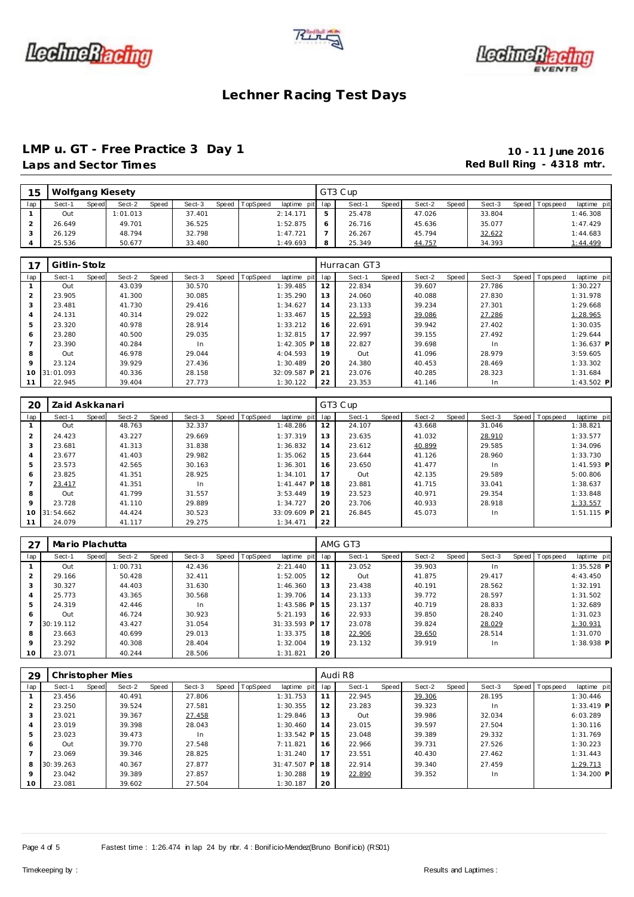# Lechner Racing Test Days

## LMP u. GT - Free Practice 3 Day 1

**10 - 11 June 2016**

### Laps and Sector Times

**Red Bull Ring - 4318 mtr.**

| 15 | Wolfgang Kiesety | | | | | | | | GT3 Cup | | | | | | | | |
|---|---|---|---|---|---|---|---|---|---|---|---|---|---|---|---|---|---|
| lap | Sect-1 | Speed | Sect-2 | Speed | Sect-3 | Speed | TopSpeed | laptime pit | lap | Sect-1 | Speed | Sect-2 | Speed | Sect-3 | Speed | Topspeed | laptime pit |
| 1 | Out | | 1:01.013 | | 37.401 | | | 2:14.171 | 5 | 25.478 | | 47.026 | | 33.804 | | | 1:46.308 |
| 2 | 26.649 | | 49.701 | | 36.525 | | | 1:52.875 | 6 | 26.716 | | 45.636 | | 35.077 | | | 1:47.429 |
| 3 | 26.129 | | 48.794 | | 32.798 | | | 1:47.721 | 7 | 26.267 | | 45.794 | | 32.622 | | | 1:44.683 |
| 4 | 25.536 | | 50.677 | | 33.480 | | | 1:49.693 | 8 | 25.349 | | 44.757 | | 34.393 | | | 1:44.499 |

| 17 | Gitlin-Stolz | | | | | | | | Hurracan GT3 | | | | | | | | |
|---|---|---|---|---|---|---|---|---|---|---|---|---|---|---|---|---|---|
| lap | Sect-1 | Speed | Sect-2 | Speed | Sect-3 | Speed | TopSpeed | laptime pit | lap | Sect-1 | Speed | Sect-2 | Speed | Sect-3 | Speed | Topspeed | laptime pit |
| 1 | Out | | 43.039 | | 30.570 | | | 1:39.485 | 12 | 22.834 | | 39.607 | | 27.786 | | | 1:30.227 |
| 2 | 23.905 | | 41.300 | | 30.085 | | | 1:35.290 | 13 | 24.060 | | 40.088 | | 27.830 | | | 1:31.978 |
| 3 | 23.481 | | 41.730 | | 29.416 | | | 1:34.627 | 14 | 23.133 | | 39.234 | | 27.301 | | | 1:29.668 |
| 4 | 24.131 | | 40.314 | | 29.022 | | | 1:33.467 | 15 | 22.593 | | 39.086 | | 27.286 | | | 1:28.965 |
| 5 | 23.320 | | 40.978 | | 28.914 | | | 1:33.212 | 16 | 22.691 | | 39.942 | | 27.402 | | | 1:30.035 |
| 6 | 23.280 | | 40.500 | | 29.035 | | | 1:32.815 | 17 | 22.997 | | 39.155 | | 27.492 | | | 1:29.644 |
| 7 | 23.390 | | 40.284 | | In | | | 1:42.305 P | 18 | 22.827 | | 39.698 | | In | | | 1:36.637 P |
| 8 | Out | | 46.978 | | 29.044 | | | 4:04.593 | 19 | Out | | 41.096 | | 28.979 | | | 3:59.605 |
| 9 | 23.124 | | 39.929 | | 27.436 | | | 1:30.489 | 20 | 24.380 | | 40.453 | | 28.469 | | | 1:33.302 |
| 10 | 31:01.093 | | 40.336 | | 28.158 | | | 32:09.587 P | 21 | 23.076 | | 40.285 | | 28.323 | | | 1:31.684 |
| 11 | 22.945 | | 39.404 | | 27.773 | | | 1:30.122 | 22 | 23.353 | | 41.146 | | In | | | 1:43.502 P |

| 20 | Zaid Askkanari | | | | | | | | GT3 Cup | | | | | | | | |
|---|---|---|---|---|---|---|---|---|---|---|---|---|---|---|---|---|---|
| lap | Sect-1 | Speed | Sect-2 | Speed | Sect-3 | Speed | TopSpeed | laptime pit | lap | Sect-1 | Speed | Sect-2 | Speed | Sect-3 | Speed | Topspeed | laptime pit |
| 1 | Out | | 48.763 | | 32.337 | | | 1:48.286 | 12 | 24.107 | | 43.668 | | 31.046 | | | 1:38.821 |
| 2 | 24.423 | | 43.227 | | 29.669 | | | 1:37.319 | 13 | 23.635 | | 41.032 | | 28.910 | | | 1:33.577 |
| 3 | 23.681 | | 41.313 | | 31.838 | | | 1:36.832 | 14 | 23.612 | | 40.899 | | 29.585 | | | 1:34.096 |
| 4 | 23.677 | | 41.403 | | 29.982 | | | 1:35.062 | 15 | 23.644 | | 41.126 | | 28.960 | | | 1:33.730 |
| 5 | 23.573 | | 42.565 | | 30.163 | | | 1:36.301 | 16 | 23.650 | | 41.477 | | In | | | 1:41.593 P |
| 6 | 23.825 | | 41.351 | | 28.925 | | | 1:34.101 | 17 | Out | | 42.135 | | 29.589 | | | 5:00.806 |
| 7 | 23.417 | | 41.351 | | In | | | 1:41.447 P | 18 | 23.881 | | 41.715 | | 33.041 | | | 1:38.637 |
| 8 | Out | | 41.799 | | 31.557 | | | 3:53.449 | 19 | 23.523 | | 40.971 | | 29.354 | | | 1:33.848 |
| 9 | 23.728 | | 41.110 | | 29.889 | | | 1:34.727 | 20 | 23.706 | | 40.933 | | 28.918 | | | 1:33.557 |
| 10 | 31:54.662 | | 44.424 | | 30.523 | | | 33:09.609 P | 21 | 26.845 | | 45.073 | | In | | | 1:51.115 P |
| 11 | 24.079 | | 41.117 | | 29.275 | | | 1:34.471 | 22 | | | | | | | | |

| 27 | Mario Plachutta | | | | | | | | AMG GT3 | | | | | | | | |
|---|---|---|---|---|---|---|---|---|---|---|---|---|---|---|---|---|---|
| lap | Sect-1 | Speed | Sect-2 | Speed | Sect-3 | Speed | TopSpeed | laptime pit | lap | Sect-1 | Speed | Sect-2 | Speed | Sect-3 | Speed | Topspeed | laptime pit |
| 1 | Out | | 1:00.731 | | 42.436 | | | 2:21.440 | 11 | 23.052 | | 39.903 | | In | | | 1:35.528 P |
| 2 | 29.166 | | 50.428 | | 32.411 | | | 1:52.005 | 12 | Out | | 41.875 | | 29.417 | | | 4:43.450 |
| 3 | 30.327 | | 44.403 | | 31.630 | | | 1:46.360 | 13 | 23.438 | | 40.191 | | 28.562 | | | 1:32.191 |
| 4 | 25.773 | | 43.365 | | 30.568 | | | 1:39.706 | 14 | 23.133 | | 39.772 | | 28.597 | | | 1:31.502 |
| 5 | 24.319 | | 42.446 | | In | | | 1:43.586 P | 15 | 23.137 | | 40.719 | | 28.833 | | | 1:32.689 |
| 6 | Out | | 46.724 | | 30.923 | | | 5:21.193 | 16 | 22.933 | | 39.850 | | 28.240 | | | 1:31.023 |
| 7 | 30:19.112 | | 43.427 | | 31.054 | | | 31:33.593 P | 17 | 23.078 | | 39.824 | | 28.029 | | | 1:30.931 |
| 8 | 23.663 | | 40.699 | | 29.013 | | | 1:33.375 | 18 | 22.906 | | 39.650 | | 28.514 | | | 1:31.070 |
| 9 | 23.292 | | 40.308 | | 28.404 | | | 1:32.004 | 19 | 23.132 | | 39.919 | | In | | | 1:38.938 P |
| 10 | 23.071 | | 40.244 | | 28.506 | | | 1:31.821 | 20 | | | | | | | | |

| 29 | Christopher Mies | | | | | | | | Audi R8 | | | | | | | | |
|---|---|---|---|---|---|---|---|---|---|---|---|---|---|---|---|---|---|
| lap | Sect-1 | Speed | Sect-2 | Speed | Sect-3 | Speed | TopSpeed | laptime pit | lap | Sect-1 | Speed | Sect-2 | Speed | Sect-3 | Speed | Topspeed | laptime pit |
| 1 | 23.456 | | 40.491 | | 27.806 | | | 1:31.753 | 11 | 22.945 | | 39.306 | | 28.195 | | | 1:30.446 |
| 2 | 23.250 | | 39.524 | | 27.581 | | | 1:30.355 | 12 | 23.283 | | 39.323 | | In | | | 1:33.419 P |
| 3 | 23.021 | | 39.367 | | 27.458 | | | 1:29.846 | 13 | Out | | 39.986 | | 32.034 | | | 6:03.289 |
| 4 | 23.019 | | 39.398 | | 28.043 | | | 1:30.460 | 14 | 23.015 | | 39.597 | | 27.504 | | | 1:30.116 |
| 5 | 23.023 | | 39.473 | | In | | | 1:33.542 P | 15 | 23.048 | | 39.389 | | 29.332 | | | 1:31.769 |
| 6 | Out | | 39.770 | | 27.548 | | | 7:11.821 | 16 | 22.966 | | 39.731 | | 27.526 | | | 1:30.223 |
| 7 | 23.069 | | 39.346 | | 28.825 | | | 1:31.240 | 17 | 23.551 | | 40.430 | | 27.462 | | | 1:31.443 |
| 8 | 30:39.263 | | 40.367 | | 27.877 | | | 31:47.507 P | 18 | 22.914 | | 39.340 | | 27.459 | | | 1:29.713 |
| 9 | 23.042 | | 39.389 | | 27.857 | | | 1:30.288 | 19 | 22.890 | | 39.352 | | In | | | 1:34.200 P |
| 10 | 23.081 | | 39.602 | | 27.504 | | | 1:30.187 | 20 | | | | | | | | |

Fastest time : 1:26.474 in lap 24 by nbr. 4 : Bonificio-Mendez(Bruno Bonificio) (RS01)

Timekeeping by :

Results and Laptimes :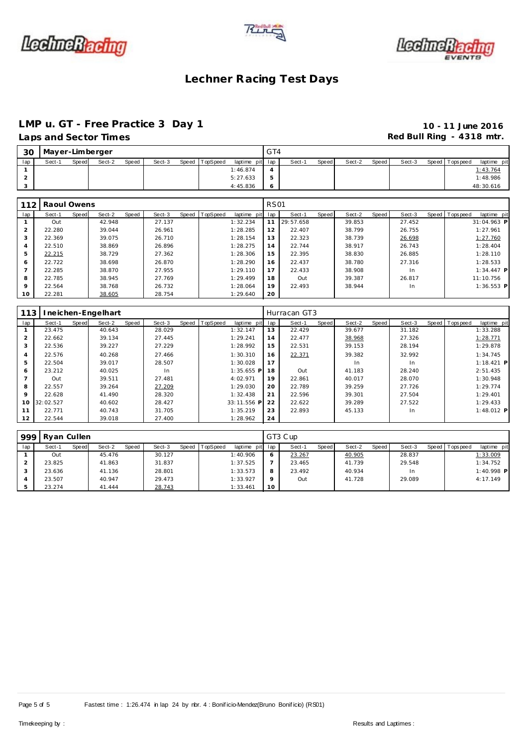# Lechner Racing Test Days

## LMP u. GT - Free Practice 3 Day 1

**10 - 11 June 2016**

### Laps and Sector Times

**Red Bull Ring - 4318 mtr.**

| 30 | Mayer-Limberger | | | | | | | | GT4 | | | | | | | | |
|---|---|---|---|---|---|---|---|---|---|---|---|---|---|---|---|---|---|
| lap | Sect-1 | Speed | Sect-2 | Speed | Sect-3 | Speed | TopSpeed | laptime pit | lap | Sect-1 | Speed | Sect-2 | Speed | Sect-3 | Speed | Topspeed | laptime pit |
| 1 | | | | | | | | 1:46.874 | 4 | | | | | | | | 1:43.764 |
| 2 | | | | | | | | 5:27.633 | 5 | | | | | | | | 1:48.986 |
| 3 | | | | | | | | 4:45.836 | 6 | | | | | | | | 48:30.616 |

| 112 | Raoul Owens | | | | | | | | RS01 | | | | | | | | |
|---|---|---|---|---|---|---|---|---|---|---|---|---|---|---|---|---|---|
| lap | Sect-1 | Speed | Sect-2 | Speed | Sect-3 | Speed | TopSpeed | laptime pit | lap | Sect-1 | Speed | Sect-2 | Speed | Sect-3 | Speed | Topspeed | laptime pit |
| 1 | Out | | 42.948 | | 27.137 | | | 1:32.234 | 11 | 29:57.658 | | 39.853 | | 27.452 | | | 31:04.963 P |
| 2 | 22.280 | | 39.044 | | 26.961 | | | 1:28.285 | 12 | 22.407 | | 38.799 | | 26.755 | | | 1:27.961 |
| 3 | 22.369 | | 39.075 | | 26.710 | | | 1:28.154 | 13 | 22.323 | | 38.739 | | 26.698 | | | 1:27.760 |
| 4 | 22.510 | | 38.869 | | 26.896 | | | 1:28.275 | 14 | 22.744 | | 38.917 | | 26.743 | | | 1:28.404 |
| 5 | 22.215 | | 38.729 | | 27.362 | | | 1:28.306 | 15 | 22.395 | | 38.830 | | 26.885 | | | 1:28.110 |
| 6 | 22.722 | | 38.698 | | 26.870 | | | 1:28.290 | 16 | 22.437 | | 38.780 | | 27.316 | | | 1:28.533 |
| 7 | 22.285 | | 38.870 | | 27.955 | | | 1:29.110 | 17 | 22.433 | | 38.908 | | In | | | 1:34.447 P |
| 8 | 22.785 | | 38.945 | | 27.769 | | | 1:29.499 | 18 | Out | | 39.387 | | 26.817 | | | 11:10.756 |
| 9 | 22.564 | | 38.768 | | 26.732 | | | 1:28.064 | 19 | 22.493 | | 38.944 | | In | | | 1:36.553 P |
| 10 | 22.281 | | 38.605 | | 28.754 | | | 1:29.640 | 20 | | | | | | | | |

| 113 | Ineichen-Engelhart | | | | | | | | Hurracan GT3 | | | | | | | | |
|---|---|---|---|---|---|---|---|---|---|---|---|---|---|---|---|---|---|
| lap | Sect-1 | Speed | Sect-2 | Speed | Sect-3 | Speed | TopSpeed | laptime pit | lap | Sect-1 | Speed | Sect-2 | Speed | Sect-3 | Speed | Topspeed | laptime pit |
| 1 | 23.475 | | 40.643 | | 28.029 | | | 1:32.147 | 13 | 22.429 | | 39.677 | | 31.182 | | | 1:33.288 |
| 2 | 22.662 | | 39.134 | | 27.445 | | | 1:29.241 | 14 | 22.477 | | 38.968 | | 27.326 | | | 1:28.771 |
| 3 | 22.536 | | 39.227 | | 27.229 | | | 1:28.992 | 15 | 22.531 | | 39.153 | | 28.194 | | | 1:29.878 |
| 4 | 22.576 | | 40.268 | | 27.466 | | | 1:30.310 | 16 | 22.371 | | 39.382 | | 32.992 | | | 1:34.745 |
| 5 | 22.504 | | 39.017 | | 28.507 | | | 1:30.028 | 17 | | | In | | In | | | 1:18.421 P |
| 6 | 23.212 | | 40.025 | | In | | | 1:35.655 P | 18 | Out | | 41.183 | | 28.240 | | | 2:51.435 |
| 7 | Out | | 39.511 | | 27.481 | | | 4:02.971 | 19 | 22.861 | | 40.017 | | 28.070 | | | 1:30.948 |
| 8 | 22.557 | | 39.264 | | 27.209 | | | 1:29.030 | 20 | 22.789 | | 39.259 | | 27.726 | | | 1:29.774 |
| 9 | 22.628 | | 41.490 | | 28.320 | | | 1:32.438 | 21 | 22.596 | | 39.301 | | 27.504 | | | 1:29.401 |
| 10 | 32:02.527 | | 40.602 | | 28.427 | | | 33:11.556 P | 22 | 22.622 | | 39.289 | | 27.522 | | | 1:29.433 |
| 11 | 22.771 | | 40.743 | | 31.705 | | | 1:35.219 | 23 | 22.893 | | 45.133 | | In | | | 1:48.012 P |
| 12 | 22.544 | | 39.018 | | 27.400 | | | 1:28.962 | 24 | | | | | | | | |

| 999 | Ryan Cullen | | | | | | | | GT3 Cup | | | | | | | | |
|---|---|---|---|---|---|---|---|---|---|---|---|---|---|---|---|---|---|
| lap | Sect-1 | Speed | Sect-2 | Speed | Sect-3 | Speed | TopSpeed | laptime pit | lap | Sect-1 | Speed | Sect-2 | Speed | Sect-3 | Speed | Topspeed | laptime pit |
| 1 | Out | | 45.476 | | 30.127 | | | 1:40.906 | 6 | 23.267 | | 40.905 | | 28.837 | | | 1:33.009 |
| 2 | 23.825 | | 41.863 | | 31.837 | | | 1:37.525 | 7 | 23.465 | | 41.739 | | 29.548 | | | 1:34.752 |
| 3 | 23.636 | | 41.136 | | 28.801 | | | 1:33.573 | 8 | 23.492 | | 40.934 | | In | | | 1:40.998 P |
| 4 | 23.507 | | 40.947 | | 29.473 | | | 1:33.927 | 9 | Out | | 41.728 | | 29.089 | | | 4:17.149 |
| 5 | 23.274 | | 41.444 | | 28.743 | | | 1:33.461 | 10 | | | | | | | | |

Fastest time : 1:26.474 in lap 24 by nbr. 4 : Bonificio-Mendez(Bruno Bonificio) (RS01)

Timekeeping by :

Results and Laptimes :